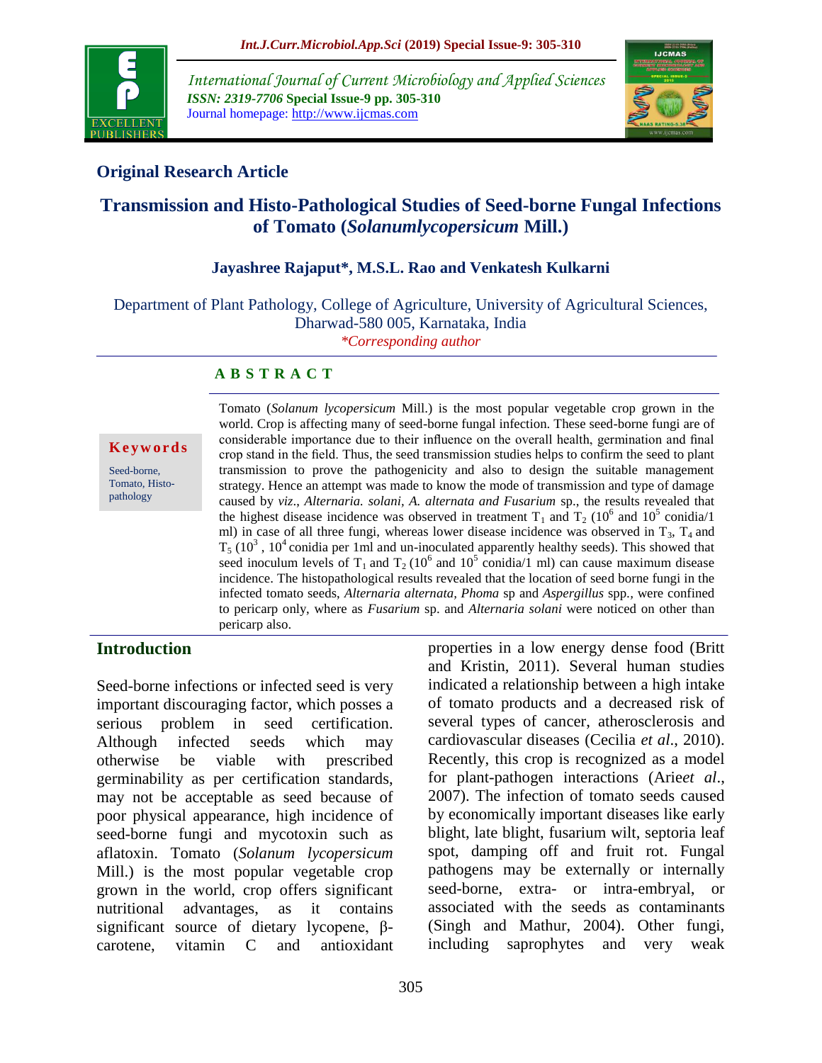Original Research Article

# Transmission and Histo-Pathological Studies of Seed-borne Fungal Infections of Tomato (*Solanumlycopersicum* Mill.)

**Jayashree Rajaput*, M.S.L. Rao and Venkatesh Kulkarni**

Department of Plant Pathology, College of Agriculture, University of Agricultural Sciences, Dharwad-580 005, Karnataka, India

*Corresponding author

## ABSTRACT

**Keywords**

Seed-borne, Tomato, Histo-pathology

Tomato (*Solanum lycopersicum* Mill.) is the most popular vegetable crop grown in the world. Crop is affecting many of seed-borne fungal infection. These seed-borne fungi are of considerable importance due to their influence on the overall health, germination and final crop stand in the field. Thus, the seed transmission studies helps to confirm the seed to plant transmission to prove the pathogenicity and also to design the suitable management strategy. Hence an attempt was made to know the mode of transmission and type of damage caused by *viz*., *Alternaria. solani, A. alternata and Fusarium* sp., the results revealed that the highest disease incidence was observed in treatment $T_1$ and $T_2$ ($10^6$ and $10^5$ conidia/1 ml) in case of all three fungi, whereas lower disease incidence was observed in $T_3$, $T_4$ and $T_5$ ($10^3$ , $10^4$ conidia per 1ml and un-inoculated apparently healthy seeds). This showed that seed inoculum levels of $T_1$ and $T_2$ ($10^6$ and $10^5$ conidia/1 ml) can cause maximum disease incidence. The histopathological results revealed that the location of seed borne fungi in the infected tomato seeds, *Alternaria alternata, Phoma* sp and *Aspergillus* spp., were confined to pericarp only, where as *Fusarium* sp. and *Alternaria solani* were noticed on other than pericarp also.

## Introduction

Seed-borne infections or infected seed is very important discouraging factor, which posses a serious problem in seed certification. Although infected seeds which may otherwise be viable with prescribed germinability as per certification standards, may not be acceptable as seed because of poor physical appearance, high incidence of seed-borne fungi and mycotoxin such as aflatoxin. Tomato (*Solanum lycopersicum* Mill.) is the most popular vegetable crop grown in the world, crop offers significant nutritional advantages, as it contains significant source of dietary lycopene, β-carotene, vitamin C and antioxidant properties in a low energy dense food (Britt and Kristin, 2011). Several human studies indicated a relationship between a high intake of tomato products and a decreased risk of several types of cancer, atherosclerosis and cardiovascular diseases (Cecilia *et al*., 2010). Recently, this crop is recognized as a model for plant-pathogen interactions (Arie*et al*., 2007). The infection of tomato seeds caused by economically important diseases like early blight, late blight, fusarium wilt, septoria leaf spot, damping off and fruit rot. Fungal pathogens may be externally or internally seed-borne, extra- or intra-embryal, or associated with the seeds as contaminants (Singh and Mathur, 2004). Other fungi, including saprophytes and very weak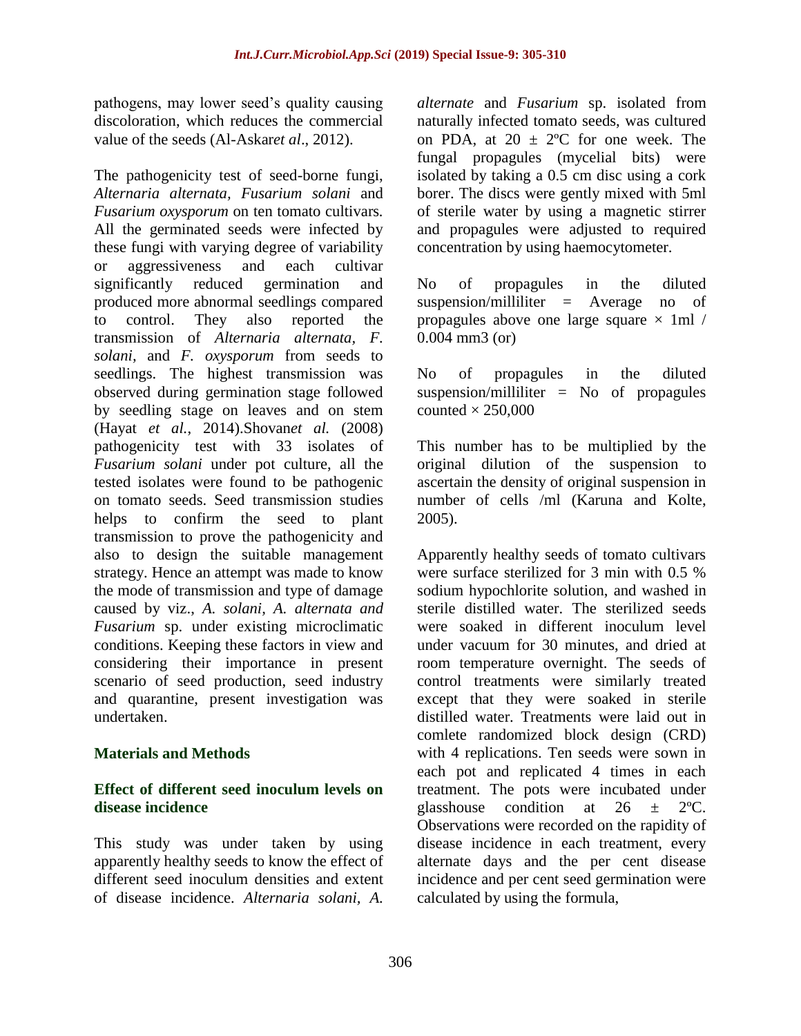pathogens, may lower seed's quality causing discoloration, which reduces the commercial value of the seeds (Al-Askar*et al*., 2012).

The pathogenicity test of seed-borne fungi, *Alternaria alternata, Fusarium solani* and *Fusarium oxysporum* on ten tomato cultivars. All the germinated seeds were infected by these fungi with varying degree of variability or aggressiveness and each cultivar significantly reduced germination and produced more abnormal seedlings compared to control. They also reported the transmission of *Alternaria alternata, F. solani*, and *F. oxysporum* from seeds to seedlings. The highest transmission was observed during germination stage followed by seedling stage on leaves and on stem (Hayat *et al.*, 2014).Shovan*et al.* (2008) pathogenicity test with 33 isolates of *Fusarium solani* under pot culture, all the tested isolates were found to be pathogenic on tomato seeds. Seed transmission studies helps to confirm the seed to plant transmission to prove the pathogenicity and also to design the suitable management strategy. Hence an attempt was made to know the mode of transmission and type of damage caused by viz., *A. solani, A. alternata and Fusarium* sp. under existing microclimatic conditions. Keeping these factors in view and considering their importance in present scenario of seed production, seed industry and quarantine, present investigation was undertaken.

## Materials and Methods

### Effect of different seed inoculum levels on disease incidence

This study was under taken by using apparently healthy seeds to know the effect of different seed inoculum densities and extent of disease incidence. *Alternaria solani, A. alternate* and *Fusarium* sp. isolated from naturally infected tomato seeds, was cultured on PDA, at 20 ± 2ºC for one week. The fungal propagules (mycelial bits) were isolated by taking a 0.5 cm disc using a cork borer. The discs were gently mixed with 5ml of sterile water by using a magnetic stirrer and propagules were adjusted to required concentration by using haemocytometer.

No of propagules in the diluted suspension/milliliter = Average no of propagules above one large square × 1ml / 0.004 mm3 (or)

No of propagules in the diluted suspension/milliliter = No of propagules counted × 250,000

This number has to be multiplied by the original dilution of the suspension to ascertain the density of original suspension in number of cells /ml (Karuna and Kolte, 2005).

Apparently healthy seeds of tomato cultivars were surface sterilized for 3 min with 0.5 % sodium hypochlorite solution, and washed in sterile distilled water. The sterilized seeds were soaked in different inoculum level under vacuum for 30 minutes, and dried at room temperature overnight. The seeds of control treatments were similarly treated except that they were soaked in sterile distilled water. Treatments were laid out in comlete randomized block design (CRD) with 4 replications. Ten seeds were sown in each pot and replicated 4 times in each treatment. The pots were incubated under glasshouse condition at 26 ± 2ºC. Observations were recorded on the rapidity of disease incidence in each treatment, every alternate days and the per cent disease incidence and per cent seed germination were calculated by using the formula,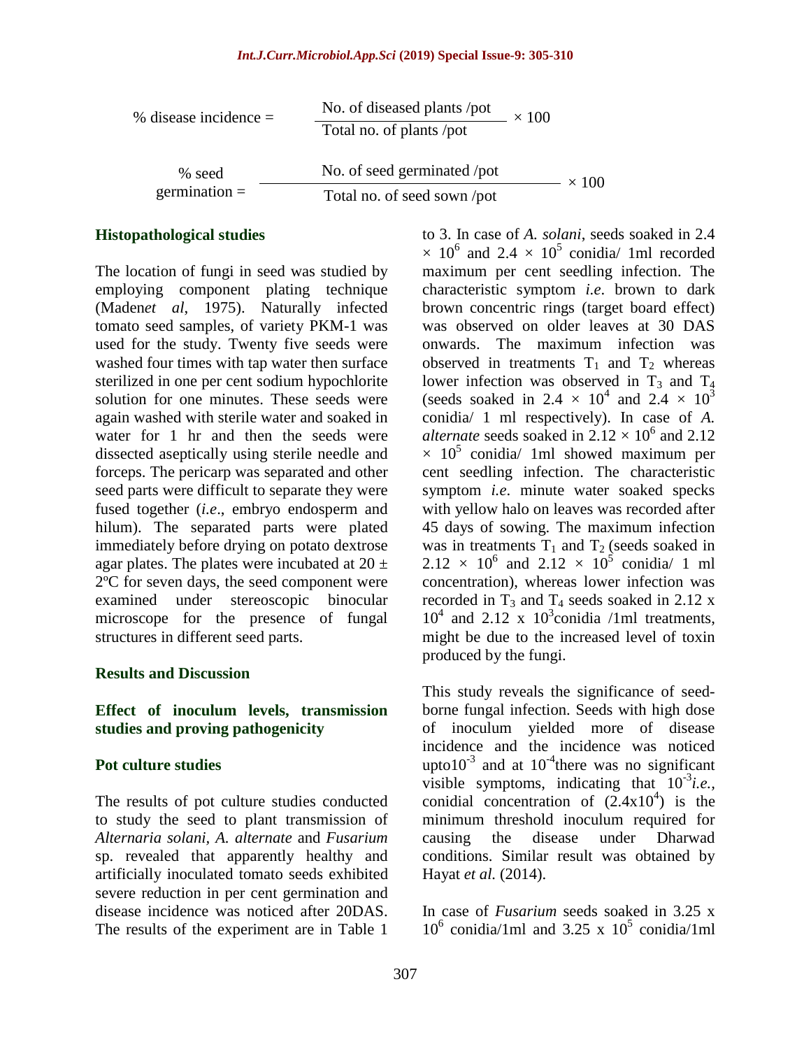$$\% \text{ disease incidence} = \frac{\text{No. of diseased plants /pot}}{\text{Total no. of plants /pot}} \times 100$$

$$\% \text{ seed germination} = \frac{\text{No. of seed germinated /pot}}{\text{Total no. of seed sown /pot}} \times 100$$

### Histopathological studies

The location of fungi in seed was studied by employing component plating technique (Maden*et al*, 1975). Naturally infected tomato seed samples, of variety PKM-1 was used for the study. Twenty five seeds were washed four times with tap water then surface sterilized in one per cent sodium hypochlorite solution for one minutes. These seeds were again washed with sterile water and soaked in water for 1 hr and then the seeds were dissected aseptically using sterile needle and forceps. The pericarp was separated and other seed parts were difficult to separate they were fused together (*i.e*., embryo endosperm and hilum). The separated parts were plated immediately before drying on potato dextrose agar plates. The plates were incubated at 20 ± 2ºC for seven days, the seed component were examined under stereoscopic binocular microscope for the presence of fungal structures in different seed parts.

## Results and Discussion

### Effect of inoculum levels, transmission studies and proving pathogenicity

### Pot culture studies

The results of pot culture studies conducted to study the seed to plant transmission of *Alternaria solani*, *A. alternate* and *Fusarium* sp. revealed that apparently healthy and artificially inoculated tomato seeds exhibited severe reduction in per cent germination and disease incidence was noticed after 20DAS. The results of the experiment are in Table 1 to 3. In case of *A. solani*, seeds soaked in $2.4 \times 10^6$ and $2.4 \times 10^5$ conidia/ 1ml recorded maximum per cent seedling infection. The characteristic symptom *i.e.* brown to dark brown concentric rings (target board effect) was observed on older leaves at 30 DAS onwards. The maximum infection was observed in treatments $T_1$ and $T_2$ whereas lower infection was observed in $T_3$ and $T_4$ (seeds soaked in $2.4 \times 10^4$ and $2.4 \times 10^3$ conidia/ 1 ml respectively). In case of *A. alternate* seeds soaked in $2.12 \times 10^6$ and $2.12 \times 10^5$ conidia/ 1ml showed maximum per cent seedling infection. The characteristic symptom *i.e.* minute water soaked specks with yellow halo on leaves was recorded after 45 days of sowing. The maximum infection was in treatments $T_1$ and $T_2$ (seeds soaked in $2.12 \times 10^6$ and $2.12 \times 10^5$ conidia/ 1 ml concentration), whereas lower infection was recorded in $T_3$ and $T_4$ seeds soaked in $2.12 \text{ x } 10^4$ and $2.12 \text{ x } 10^3$conidia /1ml treatments, might be due to the increased level of toxin produced by the fungi.

This study reveals the significance of seed-borne fungal infection. Seeds with high dose of inoculum yielded more of disease incidence and the incidence was noticed upto$10^{-3}$ and at $10^{-4}$there was no significant visible symptoms, indicating that $10^{-3}$*i.e.,* conidial concentration of ($2.4 \text{x} 10^4$) is the minimum threshold inoculum required for causing the disease under Dharwad conditions. Similar result was obtained by Hayat *et al.* (2014).

In case of *Fusarium* seeds soaked in $3.25 \text{ x } 10^6$ conidia/1ml and $3.25 \text{ x } 10^5$ conidia/1ml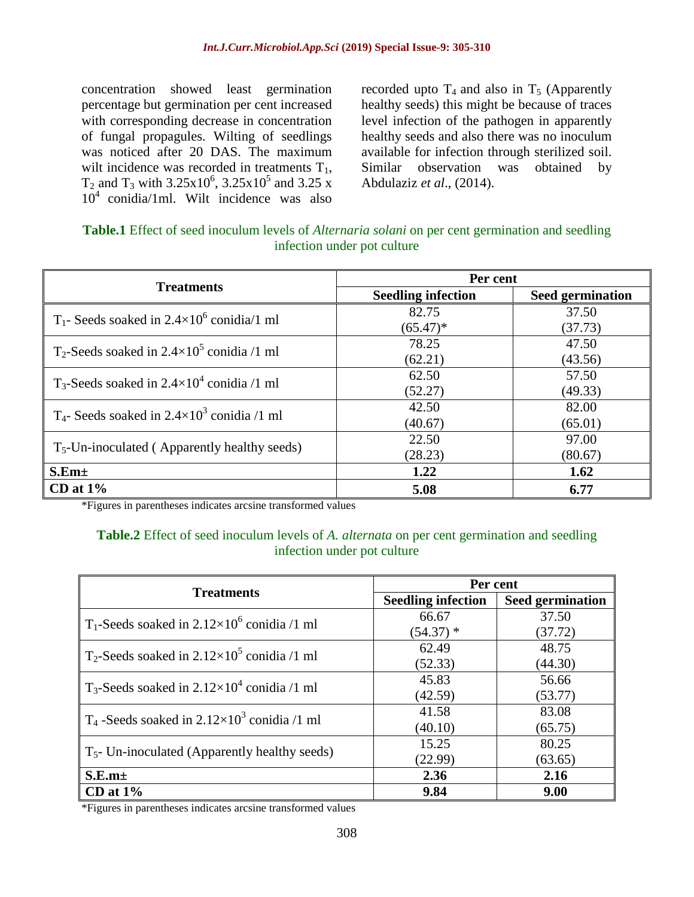concentration showed least germination percentage but germination per cent increased with corresponding decrease in concentration of fungal propagules. Wilting of seedlings was noticed after 20 DAS. The maximum wilt incidence was recorded in treatments $T_1$, $T_2$ and $T_3$ with $3.25x10^6$, $3.25x10^5$ and $3.25 \times 10^4$ conidia/1ml. Wilt incidence was also recorded upto $T_4$ and also in $T_5$ (Apparently healthy seeds) this might be because of traces level infection of the pathogen in apparently healthy seeds and also there was no inoculum available for infection through sterilized soil. Similar observation was obtained by Abdulaziz *et al*., (2014).

**Table.1** Effect of seed inoculum levels of *Alternaria solani* on per cent germination and seedling infection under pot culture

| Treatments | Per cent | |
|---|---|---|
| | **Seedling infection** | **Seed germination** |
| $T_1$- Seeds soaked in $2.4\times10^6$ conidia/1 ml | 82.75 (65.47)* | 37.50 (37.73) |
| $T_2$-Seeds soaked in $2.4\times10^5$ conidia /1 ml | 78.25 (62.21) | 47.50 (43.56) |
| $T_3$-Seeds soaked in $2.4\times10^4$ conidia /1 ml | 62.50 (52.27) | 57.50 (49.33) |
| $T_4$- Seeds soaked in $2.4\times10^3$ conidia /1 ml | 42.50 (40.67) | 82.00 (65.01) |
| $T_5$-Un-inoculated ( Apparently healthy seeds) | 22.50 (28.23) | 97.00 (80.67) |
| **S.Em±** | **1.22** | **1.62** |
| **CD at 1%** | **5.08** | **6.77** |

*Figures in parentheses indicates arcsine transformed values

**Table.2** Effect of seed inoculum levels of *A. alternata* on per cent germination and seedling infection under pot culture

| Treatments | Per cent | |
|---|---|---|
| | **Seedling infection** | **Seed germination** |
| $T_1$-Seeds soaked in $2.12\times10^6$ conidia /1 ml | 66.67 (54.37) * | 37.50 (37.72) |
| $T_2$-Seeds soaked in $2.12\times10^5$ conidia /1 ml | 62.49 (52.33) | 48.75 (44.30) |
| $T_3$-Seeds soaked in $2.12\times10^4$ conidia /1 ml | 45.83 (42.59) | 56.66 (53.77) |
| $T_4$ -Seeds soaked in $2.12\times10^3$ conidia /1 ml | 41.58 (40.10) | 83.08 (65.75) |
| $T_5$- Un-inoculated (Apparently healthy seeds) | 15.25 (22.99) | 80.25 (63.65) |
| **S.E.m±** | **2.36** | **2.16** |
| **CD at 1%** | **9.84** | **9.00** |

*Figures in parentheses indicates arcsine transformed values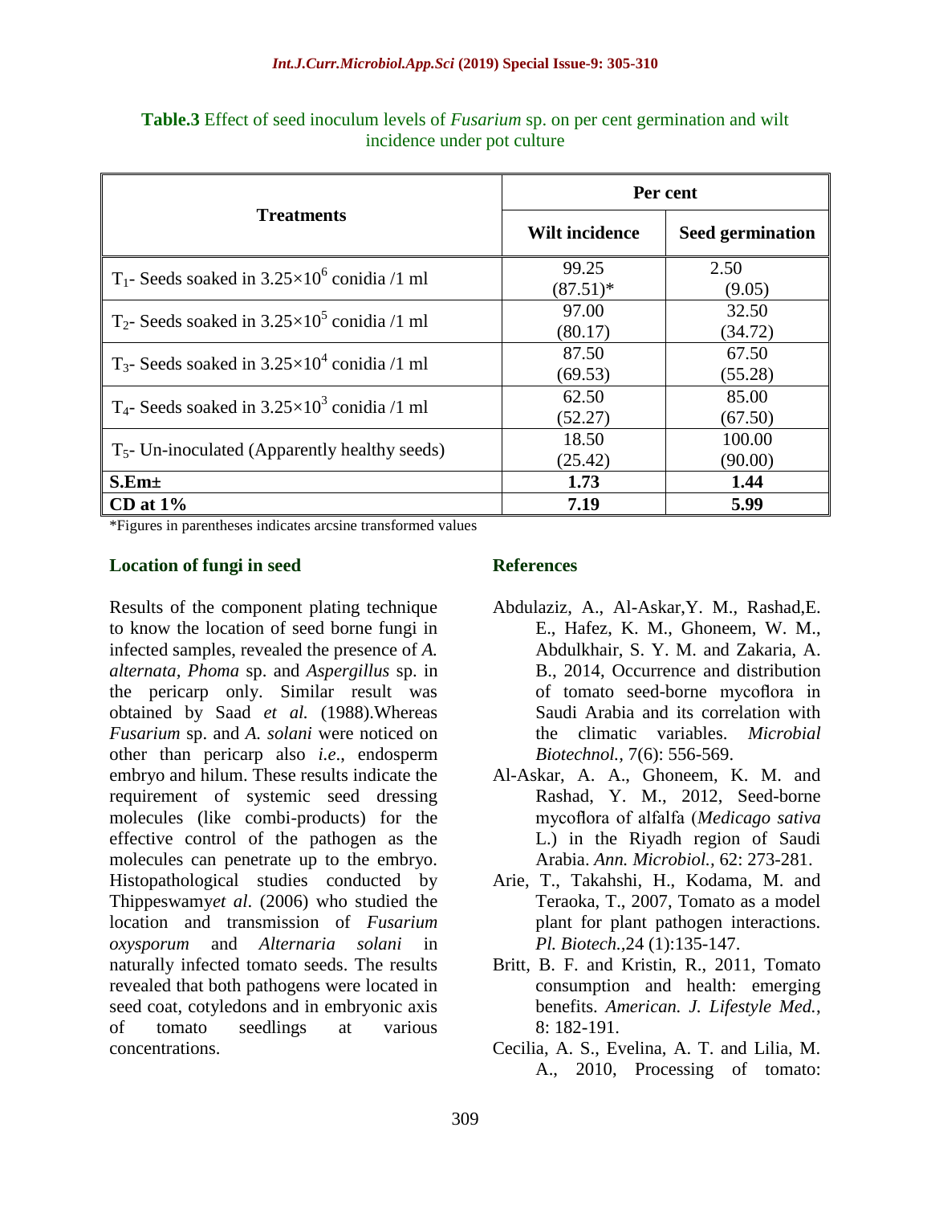**Table.3** Effect of seed inoculum levels of *Fusarium* sp. on per cent germination and wilt incidence under pot culture

| Treatments | Per cent | |
|---|---|---|
| | Wilt incidence | Seed germination |
| $T_1$- Seeds soaked in $3.25\times10^6$ conidia /1 ml | 99.25 (87.51)* | 2.50 (9.05) |
| $T_2$- Seeds soaked in $3.25\times10^5$ conidia /1 ml | 97.00 (80.17) | 32.50 (34.72) |
| $T_3$- Seeds soaked in $3.25\times10^4$ conidia /1 ml | 87.50 (69.53) | 67.50 (55.28) |
| $T_4$- Seeds soaked in $3.25\times10^3$ conidia /1 ml | 62.50 (52.27) | 85.00 (67.50) |
| $T_5$- Un-inoculated (Apparently healthy seeds) | 18.50 (25.42) | 100.00 (90.00) |
| **S.Em±** | **1.73** | **1.44** |
| **CD at 1%** | **7.19** | **5.99** |

*Figures in parentheses indicates arcsine transformed values

### Location of fungi in seed

Results of the component plating technique to know the location of seed borne fungi in infected samples, revealed the presence of *A. alternata*, *Phoma* sp. and *Aspergillus* sp. in the pericarp only. Similar result was obtained by Saad *et al.* (1988).Whereas *Fusarium* sp. and *A. solani* were noticed on other than pericarp also *i.e*., endosperm embryo and hilum. These results indicate the requirement of systemic seed dressing molecules (like combi-products) for the effective control of the pathogen as the molecules can penetrate up to the embryo. Histopathological studies conducted by Thippeswamy*et al*. (2006) who studied the location and transmission of *Fusarium oxysporum* and *Alternaria solani* in naturally infected tomato seeds. The results revealed that both pathogens were located in seed coat, cotyledons and in embryonic axis of tomato seedlings at various concentrations.

## References

Abdulaziz, A., Al-Askar,Y. M., Rashad,E. E., Hafez, K. M., Ghoneem, W. M., Abdulkhair, S. Y. M. and Zakaria, A. B., 2014, Occurrence and distribution of tomato seed-borne mycoflora in Saudi Arabia and its correlation with the climatic variables. *Microbial Biotechnol.,* 7(6): 556-569.

Al-Askar, A. A., Ghoneem, K. M. and Rashad, Y. M., 2012, Seed-borne mycoflora of alfalfa (*Medicago sativa* L.) in the Riyadh region of Saudi Arabia. *Ann. Microbiol.,* 62: 273-281.

Arie, T., Takahshi, H., Kodama, M. and Teraoka, T., 2007, Tomato as a model plant for plant pathogen interactions. *Pl. Biotech.*,24 (1):135-147.

Britt, B. F. and Kristin, R., 2011, Tomato consumption and health: emerging benefits. *American. J. Lifestyle Med.*, 8: 182-191.

Cecilia, A. S., Evelina, A. T. and Lilia, M. A., 2010, Processing of tomato: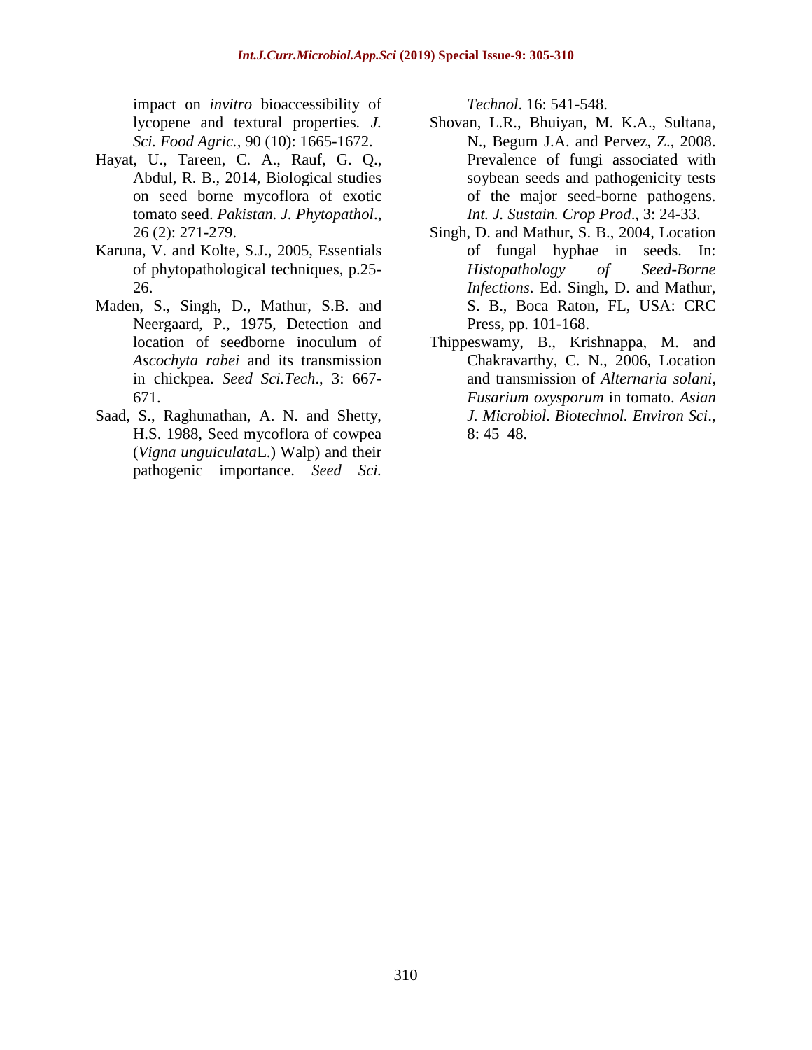impact on *invitro* bioaccessibility of lycopene and textural properties. *J. Sci. Food Agric.*, 90 (10): 1665-1672.

Hayat, U., Tareen, C. A., Rauf, G. Q., Abdul, R. B., 2014, Biological studies on seed borne mycoflora of exotic tomato seed. *Pakistan. J. Phytopathol*., 26 (2): 271-279.

Karuna, V. and Kolte, S.J., 2005, Essentials of phytopathological techniques, p.25-26.

Maden, S., Singh, D., Mathur, S.B. and Neergaard, P., 1975, Detection and location of seedborne inoculum of *Ascochyta rabei* and its transmission in chickpea. *Seed Sci.Tech*., 3: 667-671.

Saad, S., Raghunathan, A. N. and Shetty, H.S. 1988, Seed mycoflora of cowpea (*Vigna unguiculata*L.) Walp) and their pathogenic importance. *Seed Sci. Technol*. 16: 541-548.

Shovan, L.R., Bhuiyan, M. K.A., Sultana, N., Begum J.A. and Pervez, Z., 2008. Prevalence of fungi associated with soybean seeds and pathogenicity tests of the major seed-borne pathogens. *Int. J. Sustain. Crop Prod*., 3: 24-33.

Singh, D. and Mathur, S. B., 2004, Location of fungal hyphae in seeds. In: *Histopathology of Seed-Borne Infections*. Ed. Singh, D. and Mathur, S. B., Boca Raton, FL, USA: CRC Press, pp. 101-168.

Thippeswamy, B., Krishnappa, M. and Chakravarthy, C. N., 2006, Location and transmission of *Alternaria solani*, *Fusarium oxysporum* in tomato. *Asian J. Microbiol. Biotechnol. Environ Sci*., 8: 45–48.